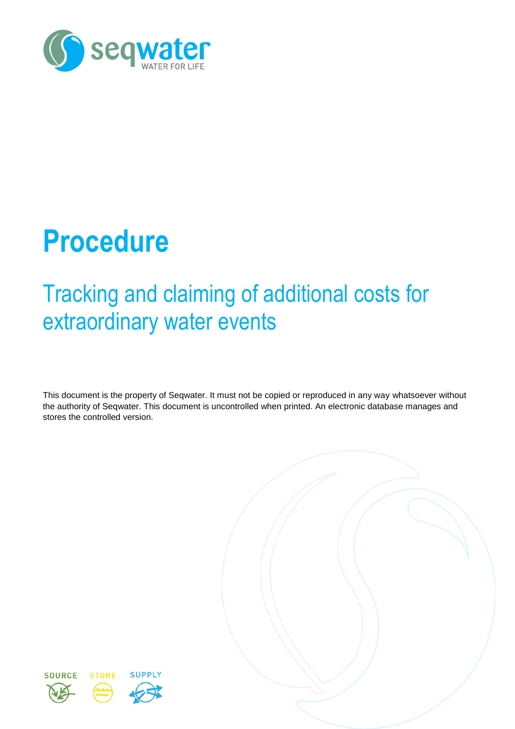seqwater

WATER FOR LIFE

# Procedure

## Tracking and claiming of additional costs for extraordinary water events

This document is the property of Seqwater. It must not be copied or reproduced in any way whatsoever without the authority of Seqwater. This document is uncontrolled when printed. An electronic database manages and stores the controlled version.

SOURCE STORE SUPPLY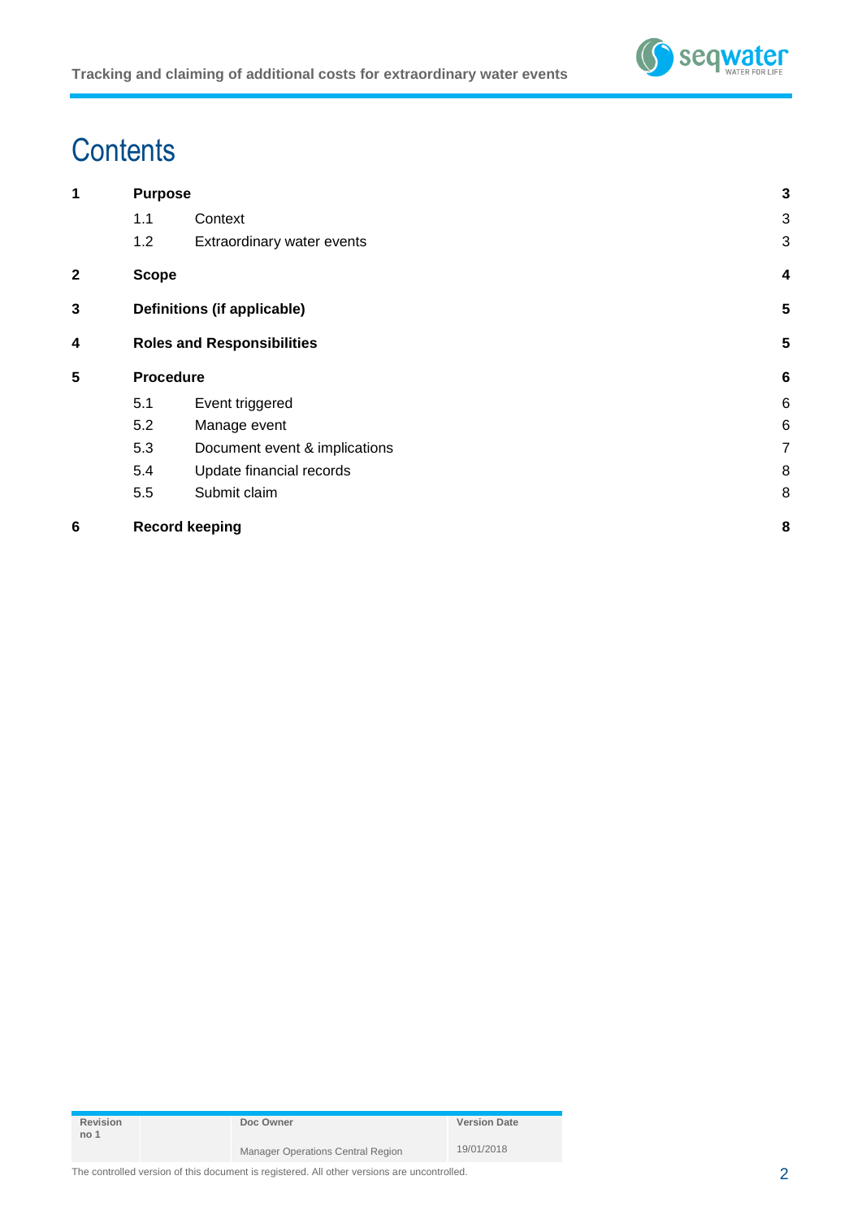# Contents

| | | |
|---|---|---|
| **1** | **Purpose** | **3** |
| 1.1 | Context | 3 |
| 1.2 | Extraordinary water events | 3 |
| **2** | **Scope** | **4** |
| **3** | **Definitions (if applicable)** | **5** |
| **4** | **Roles and Responsibilities** | **5** |
| **5** | **Procedure** | **6** |
| 5.1 | Event triggered | 6 |
| 5.2 | Manage event | 6 |
| 5.3 | Document event & implications | 7 |
| 5.4 | Update financial records | 8 |
| 5.5 | Submit claim | 8 |
| **6** | **Record keeping** | **8** |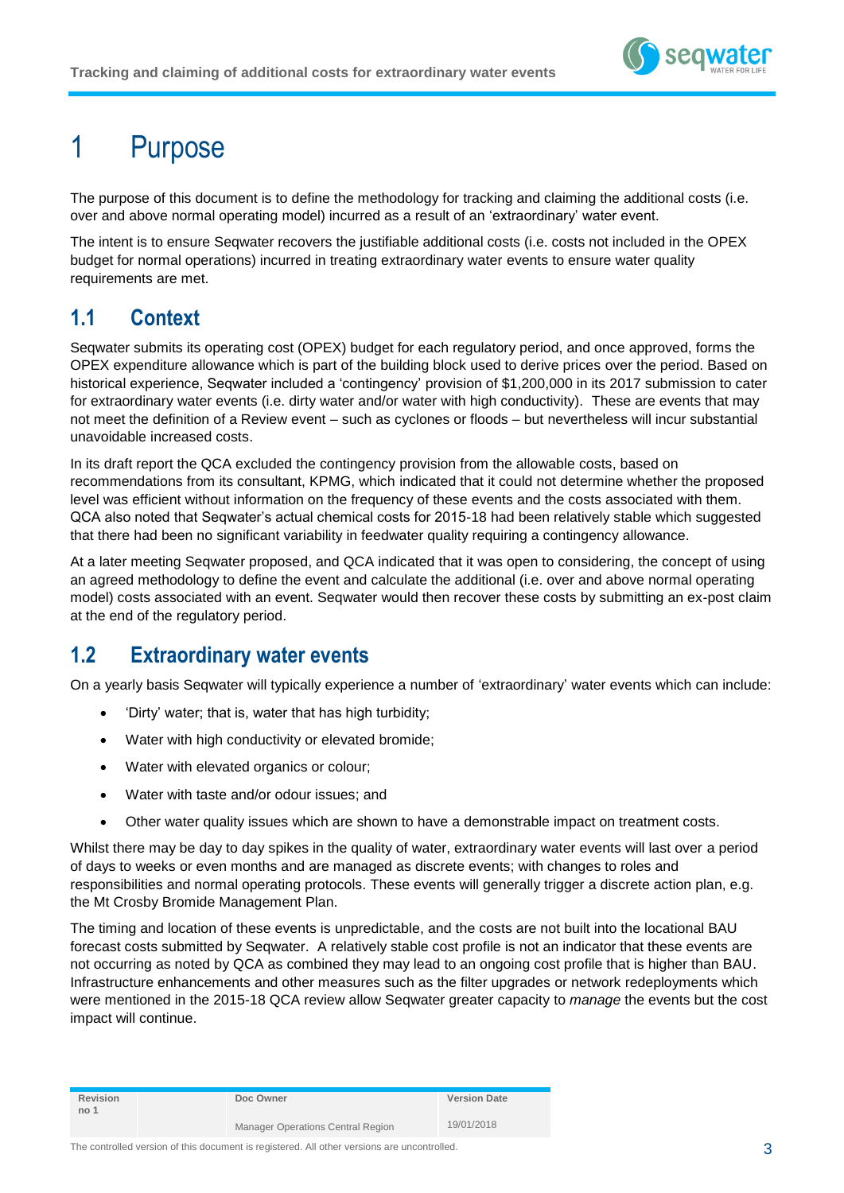# 1 Purpose

The purpose of this document is to define the methodology for tracking and claiming the additional costs (i.e. over and above normal operating model) incurred as a result of an 'extraordinary' water event.

The intent is to ensure Seqwater recovers the justifiable additional costs (i.e. costs not included in the OPEX budget for normal operations) incurred in treating extraordinary water events to ensure water quality requirements are met.

## 1.1 Context

Seqwater submits its operating cost (OPEX) budget for each regulatory period, and once approved, forms the OPEX expenditure allowance which is part of the building block used to derive prices over the period. Based on historical experience, Seqwater included a 'contingency' provision of $1,200,000 in its 2017 submission to cater for extraordinary water events (i.e. dirty water and/or water with high conductivity). These are events that may not meet the definition of a Review event – such as cyclones or floods – but nevertheless will incur substantial unavoidable increased costs.

In its draft report the QCA excluded the contingency provision from the allowable costs, based on recommendations from its consultant, KPMG, which indicated that it could not determine whether the proposed level was efficient without information on the frequency of these events and the costs associated with them. QCA also noted that Seqwater's actual chemical costs for 2015-18 had been relatively stable which suggested that there had been no significant variability in feedwater quality requiring a contingency allowance.

At a later meeting Seqwater proposed, and QCA indicated that it was open to considering, the concept of using an agreed methodology to define the event and calculate the additional (i.e. over and above normal operating model) costs associated with an event. Seqwater would then recover these costs by submitting an ex-post claim at the end of the regulatory period.

## 1.2 Extraordinary water events

On a yearly basis Seqwater will typically experience a number of 'extraordinary' water events which can include:

- 'Dirty' water; that is, water that has high turbidity;
- Water with high conductivity or elevated bromide;
- Water with elevated organics or colour;
- Water with taste and/or odour issues; and
- Other water quality issues which are shown to have a demonstrable impact on treatment costs.

Whilst there may be day to day spikes in the quality of water, extraordinary water events will last over a period of days to weeks or even months and are managed as discrete events; with changes to roles and responsibilities and normal operating protocols. These events will generally trigger a discrete action plan, e.g. the Mt Crosby Bromide Management Plan.

The timing and location of these events is unpredictable, and the costs are not built into the locational BAU forecast costs submitted by Seqwater. A relatively stable cost profile is not an indicator that these events are not occurring as noted by QCA as combined they may lead to an ongoing cost profile that is higher than BAU. Infrastructure enhancements and other measures such as the filter upgrades or network redeployments which were mentioned in the 2015-18 QCA review allow Seqwater greater capacity to *manage* the events but the cost impact will continue.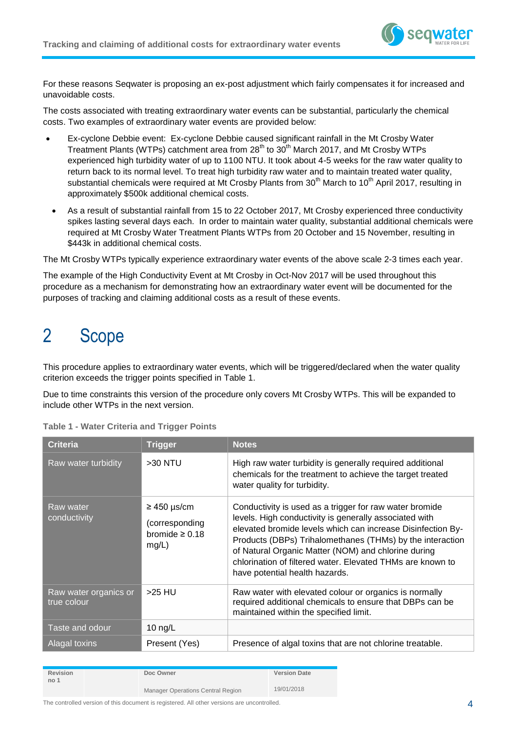For these reasons Seqwater is proposing an ex-post adjustment which fairly compensates it for increased and unavoidable costs.

The costs associated with treating extraordinary water events can be substantial, particularly the chemical costs. Two examples of extraordinary water events are provided below:

- Ex-cyclone Debbie event: Ex-cyclone Debbie caused significant rainfall in the Mt Crosby Water Treatment Plants (WTPs) catchment area from 28th to 30th March 2017, and Mt Crosby WTPs experienced high turbidity water of up to 1100 NTU. It took about 4-5 weeks for the raw water quality to return back to its normal level. To treat high turbidity raw water and to maintain treated water quality, substantial chemicals were required at Mt Crosby Plants from 30th March to 10th April 2017, resulting in approximately $500k additional chemical costs.
- As a result of substantial rainfall from 15 to 22 October 2017, Mt Crosby experienced three conductivity spikes lasting several days each. In order to maintain water quality, substantial additional chemicals were required at Mt Crosby Water Treatment Plants WTPs from 20 October and 15 November, resulting in $443k in additional chemical costs.

The Mt Crosby WTPs typically experience extraordinary water events of the above scale 2-3 times each year.

The example of the High Conductivity Event at Mt Crosby in Oct-Nov 2017 will be used throughout this procedure as a mechanism for demonstrating how an extraordinary water event will be documented for the purposes of tracking and claiming additional costs as a result of these events.

# 2 Scope

This procedure applies to extraordinary water events, which will be triggered/declared when the water quality criterion exceeds the trigger points specified in Table 1.

Due to time constraints this version of the procedure only covers Mt Crosby WTPs. This will be expanded to include other WTPs in the next version.

**Table 1 - Water Criteria and Trigger Points**

| Criteria | Trigger | Notes |
|---|---|---|
| Raw water turbidity | >30 NTU | High raw water turbidity is generally required additional chemicals for the treatment to achieve the target treated water quality for turbidity. |
| Raw water conductivity | ≥ 450 µs/cm (corresponding bromide ≥ 0.18 mg/L) | Conductivity is used as a trigger for raw water bromide levels. High conductivity is generally associated with elevated bromide levels which can increase Disinfection By-Products (DBPs) Trihalomethanes (THMs) by the interaction of Natural Organic Matter (NOM) and chlorine during chlorination of filtered water. Elevated THMs are known to have potential health hazards. |
| Raw water organics or true colour | >25 HU | Raw water with elevated colour or organics is normally required additional chemicals to ensure that DBPs can be maintained within the specified limit. |
| Taste and odour | 10 ng/L | |
| Alagal toxins | Present (Yes) | Presence of algal toxins that are not chlorine treatable. |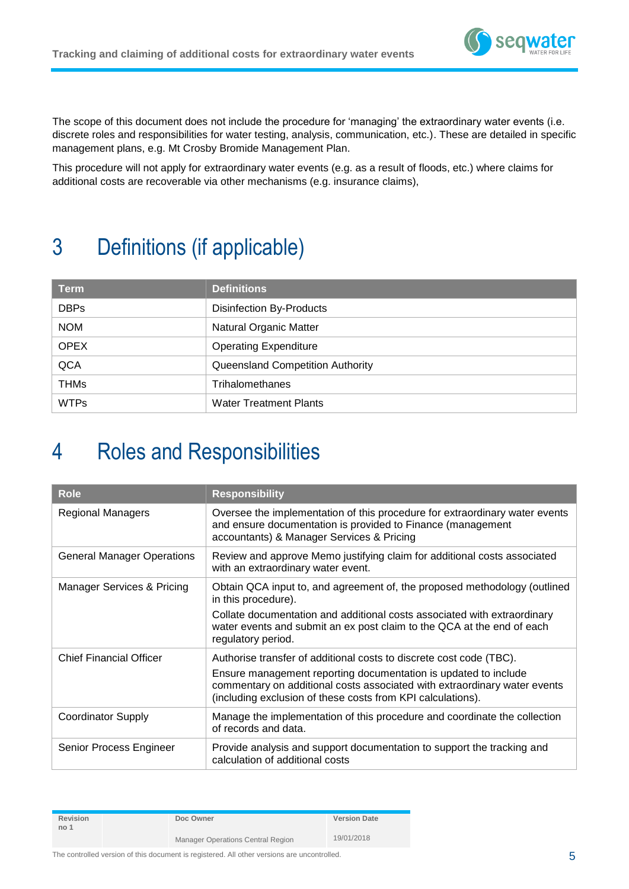The scope of this document does not include the procedure for 'managing' the extraordinary water events (i.e. discrete roles and responsibilities for water testing, analysis, communication, etc.). These are detailed in specific management plans, e.g. Mt Crosby Bromide Management Plan.

This procedure will not apply for extraordinary water events (e.g. as a result of floods, etc.) where claims for additional costs are recoverable via other mechanisms (e.g. insurance claims),

# 3 Definitions (if applicable)

| Term | Definitions |
|---|---|
| DBPs | Disinfection By-Products |
| NOM | Natural Organic Matter |
| OPEX | Operating Expenditure |
| QCA | Queensland Competition Authority |
| THMs | Trihalomethanes |
| WTPs | Water Treatment Plants |

# 4 Roles and Responsibilities

| Role | Responsibility |
|---|---|
| Regional Managers | Oversee the implementation of this procedure for extraordinary water events and ensure documentation is provided to Finance (management accountants) & Manager Services & Pricing |
| General Manager Operations | Review and approve Memo justifying claim for additional costs associated with an extraordinary water event. |
| Manager Services & Pricing | Obtain QCA input to, and agreement of, the proposed methodology (outlined in this procedure).<br>Collate documentation and additional costs associated with extraordinary water events and submit an ex post claim to the QCA at the end of each regulatory period. |
| Chief Financial Officer | Authorise transfer of additional costs to discrete cost code (TBC).<br>Ensure management reporting documentation is updated to include commentary on additional costs associated with extraordinary water events (including exclusion of these costs from KPI calculations). |
| Coordinator Supply | Manage the implementation of this procedure and coordinate the collection of records and data. |
| Senior Process Engineer | Provide analysis and support documentation to support the tracking and calculation of additional costs |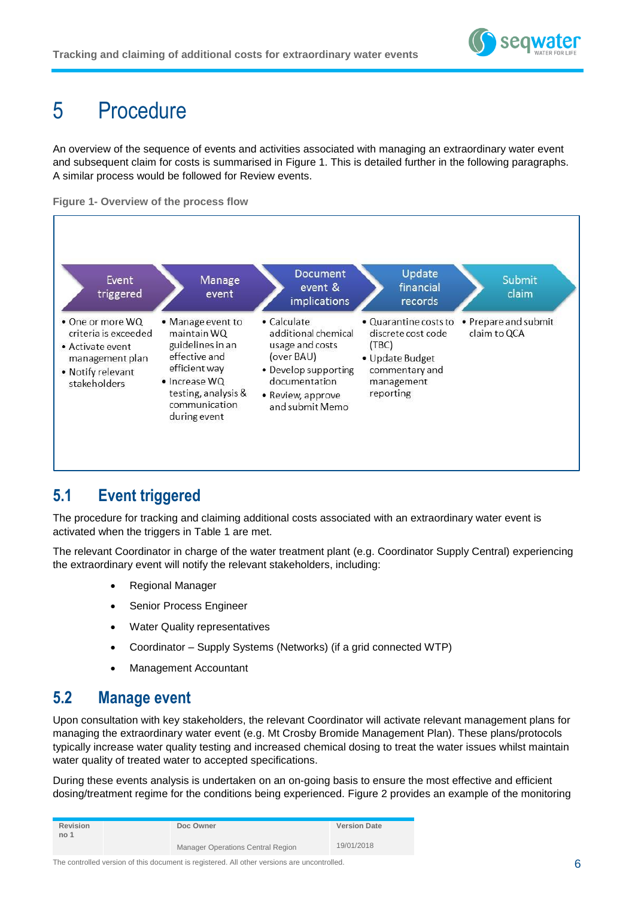# 5 Procedure

An overview of the sequence of events and activities associated with managing an extraordinary water event and subsequent claim for costs is summarised in Figure 1. This is detailed further in the following paragraphs. A similar process would be followed for Review events.

**Figure 1- Overview of the process flow**

| Event triggered | Manage event | Document event & implications | Update financial records | Submit claim |
|---|---|---|---|---|
| • One or more WQ criteria is exceeded<br>• Activate event management plan<br>• Notify relevant stakeholders | • Manage event to maintain WQ guidelines in an effective and efficient way<br>• Increase WQ testing, analysis & communication during event | • Calculate additional chemical usage and costs (over BAU)<br>• Develop supporting documentation<br>• Review, approve and submit Memo | • Quarantine costs to discrete cost code (TBC)<br>• Update Budget commentary and management reporting | • Prepare and submit claim to QCA |

## 5.1 Event triggered

The procedure for tracking and claiming additional costs associated with an extraordinary water event is activated when the triggers in Table 1 are met.

The relevant Coordinator in charge of the water treatment plant (e.g. Coordinator Supply Central) experiencing the extraordinary event will notify the relevant stakeholders, including:

- Regional Manager
- Senior Process Engineer
- Water Quality representatives
- Coordinator – Supply Systems (Networks) (if a grid connected WTP)
- Management Accountant

## 5.2 Manage event

Upon consultation with key stakeholders, the relevant Coordinator will activate relevant management plans for managing the extraordinary water event (e.g. Mt Crosby Bromide Management Plan). These plans/protocols typically increase water quality testing and increased chemical dosing to treat the water issues whilst maintain water quality of treated water to accepted specifications.

During these events analysis is undertaken on an on-going basis to ensure the most effective and efficient dosing/treatment regime for the conditions being experienced. Figure 2 provides an example of the monitoring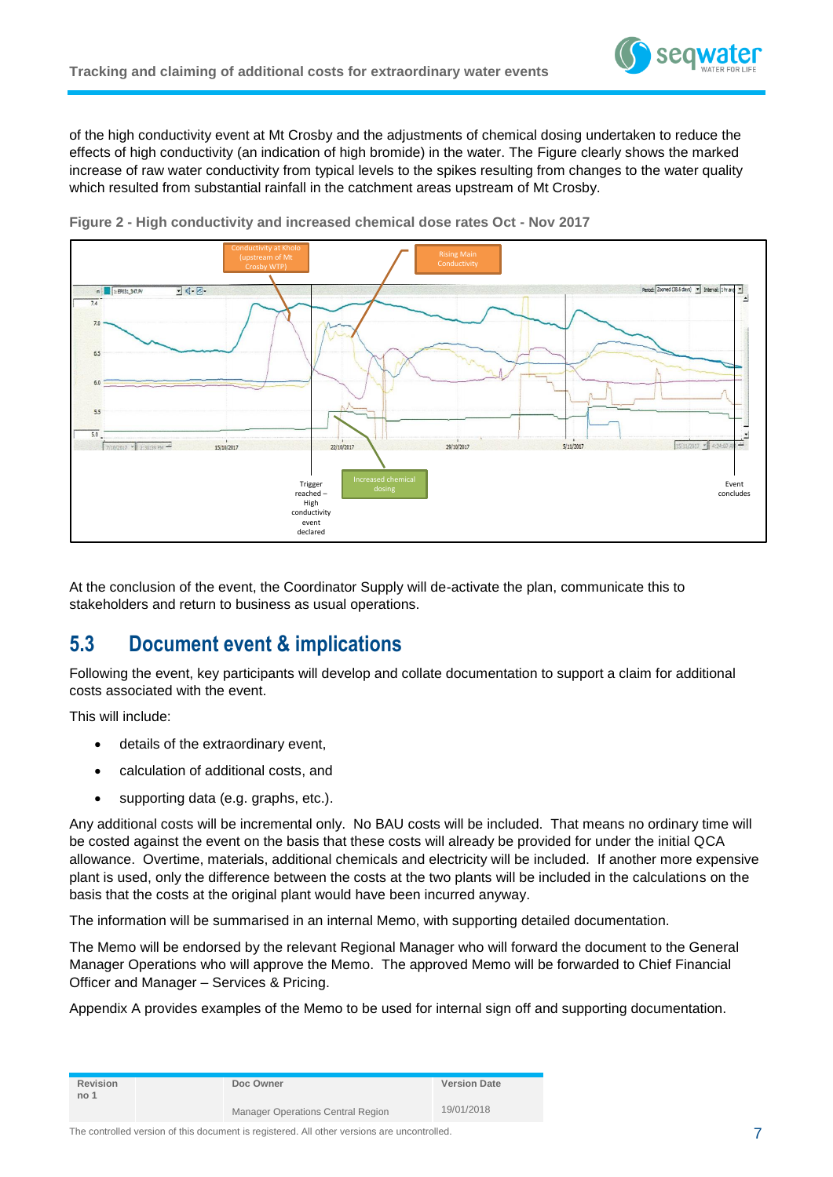of the high conductivity event at Mt Crosby and the adjustments of chemical dosing undertaken to reduce the effects of high conductivity (an indication of high bromide) in the water. The Figure clearly shows the marked increase of raw water conductivity from typical levels to the spikes resulting from changes to the water quality which resulted from substantial rainfall in the catchment areas upstream of Mt Crosby.

**Figure 2 - High conductivity and increased chemical dose rates Oct - Nov 2017**

Conductivity at Kholo (upstream of Mt Crosby WTP)

Rising Main Conductivity

7.4
7.0
6.5
6.0
5.5
5.0

15/10/2017
22/10/2017
29/10/2017
5/11/2017

Trigger reached – High conductivity event declared

Increased chemical dosing

Event concludes

At the conclusion of the event, the Coordinator Supply will de-activate the plan, communicate this to stakeholders and return to business as usual operations.

## 5.3 Document event & implications

Following the event, key participants will develop and collate documentation to support a claim for additional costs associated with the event.

This will include:

- details of the extraordinary event,
- calculation of additional costs, and
- supporting data (e.g. graphs, etc.).

Any additional costs will be incremental only. No BAU costs will be included. That means no ordinary time will be costed against the event on the basis that these costs will already be provided for under the initial QCA allowance. Overtime, materials, additional chemicals and electricity will be included. If another more expensive plant is used, only the difference between the costs at the two plants will be included in the calculations on the basis that the costs at the original plant would have been incurred anyway.

The information will be summarised in an internal Memo, with supporting detailed documentation.

The Memo will be endorsed by the relevant Regional Manager who will forward the document to the General Manager Operations who will approve the Memo. The approved Memo will be forwarded to Chief Financial Officer and Manager – Services & Pricing.

Appendix A provides examples of the Memo to be used for internal sign off and supporting documentation.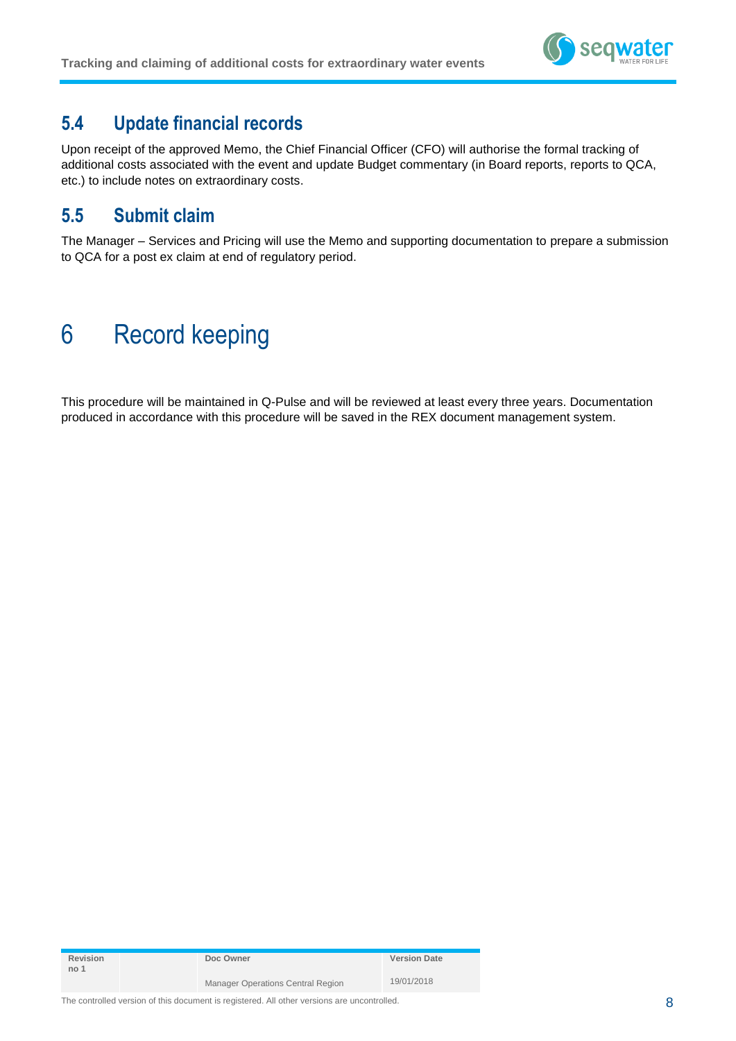## 5.4 Update financial records

Upon receipt of the approved Memo, the Chief Financial Officer (CFO) will authorise the formal tracking of additional costs associated with the event and update Budget commentary (in Board reports, reports to QCA, etc.) to include notes on extraordinary costs.

## 5.5 Submit claim

The Manager – Services and Pricing will use the Memo and supporting documentation to prepare a submission to QCA for a post ex claim at end of regulatory period.

# 6 Record keeping

This procedure will be maintained in Q-Pulse and will be reviewed at least every three years. Documentation produced in accordance with this procedure will be saved in the REX document management system.